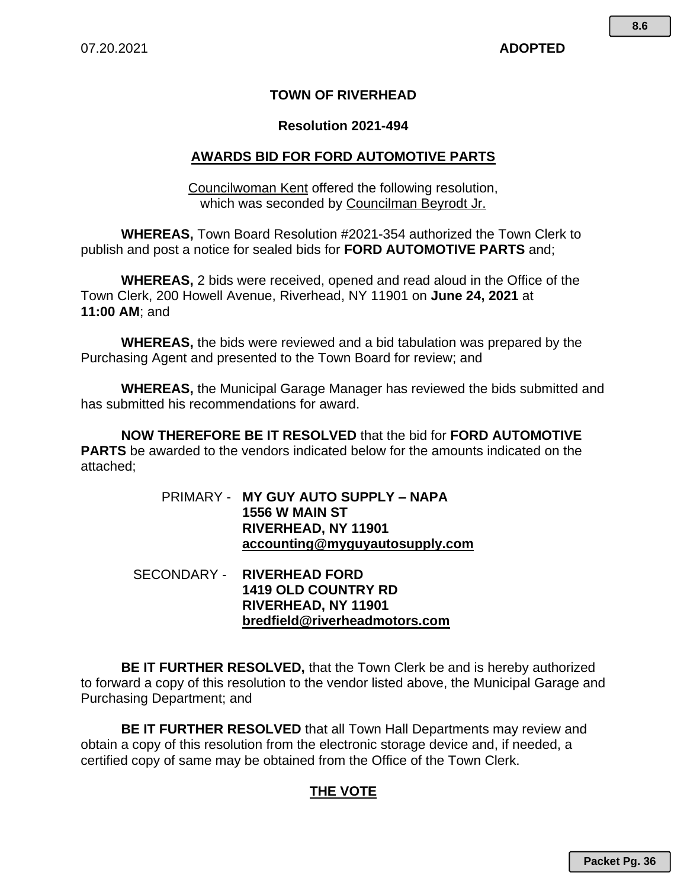07.20.2021 **ADOPTED**

# TOWN OF RIVERHEAD

## Resolution 2021-494

## AWARDS BID FOR FORD AUTOMOTIVE PARTS

Councilwoman Kent offered the following resolution, which was seconded by Councilman Beyrodt Jr.

**WHEREAS,** Town Board Resolution #2021-354 authorized the Town Clerk to publish and post a notice for sealed bids for **FORD AUTOMOTIVE PARTS** and;

**WHEREAS,** 2 bids were received, opened and read aloud in the Office of the Town Clerk, 200 Howell Avenue, Riverhead, NY 11901 on **June 24, 2021** at **11:00 AM**; and

**WHEREAS,** the bids were reviewed and a bid tabulation was prepared by the Purchasing Agent and presented to the Town Board for review; and

**WHEREAS,** the Municipal Garage Manager has reviewed the bids submitted and has submitted his recommendations for award.

**NOW THEREFORE BE IT RESOLVED** that the bid for **FORD AUTOMOTIVE PARTS** be awarded to the vendors indicated below for the amounts indicated on the attached;

PRIMARY - **MY GUY AUTO SUPPLY – NAPA**
**1556 W MAIN ST**
**RIVERHEAD, NY 11901**
**accounting@myguyautosupply.com**

SECONDARY - **RIVERHEAD FORD**
**1419 OLD COUNTRY RD**
**RIVERHEAD, NY 11901**
**bredfield@riverheadmotors.com**

**BE IT FURTHER RESOLVED,** that the Town Clerk be and is hereby authorized to forward a copy of this resolution to the vendor listed above, the Municipal Garage and Purchasing Department; and

**BE IT FURTHER RESOLVED** that all Town Hall Departments may review and obtain a copy of this resolution from the electronic storage device and, if needed, a certified copy of same may be obtained from the Office of the Town Clerk.

## THE VOTE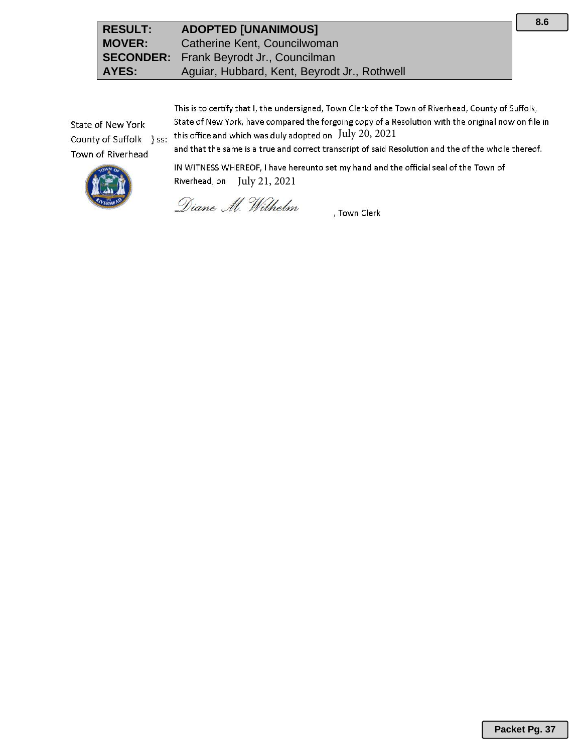| RESULT: | ADOPTED [UNANIMOUS] |
|---|---|
| MOVER: | Catherine Kent, Councilwoman |
| SECONDER: | Frank Beyrodt Jr., Councilman |
| AYES: | Aguiar, Hubbard, Kent, Beyrodt Jr., Rothwell |

State of New York
County of Suffolk } ss:
Town of Riverhead

This is to certify that I, the undersigned, Town Clerk of the Town of Riverhead, County of Suffolk, State of New York, have compared the forgoing copy of a Resolution with the original now on file in this office and which was duly adopted on July 20, 2021 and that the same is a true and correct transcript of said Resolution and the of the whole thereof.

IN WITNESS WHEREOF, I have hereunto set my hand and the official seal of the Town of Riverhead, on July 21, 2021

*Diane M. Wilhelm*, Town Clerk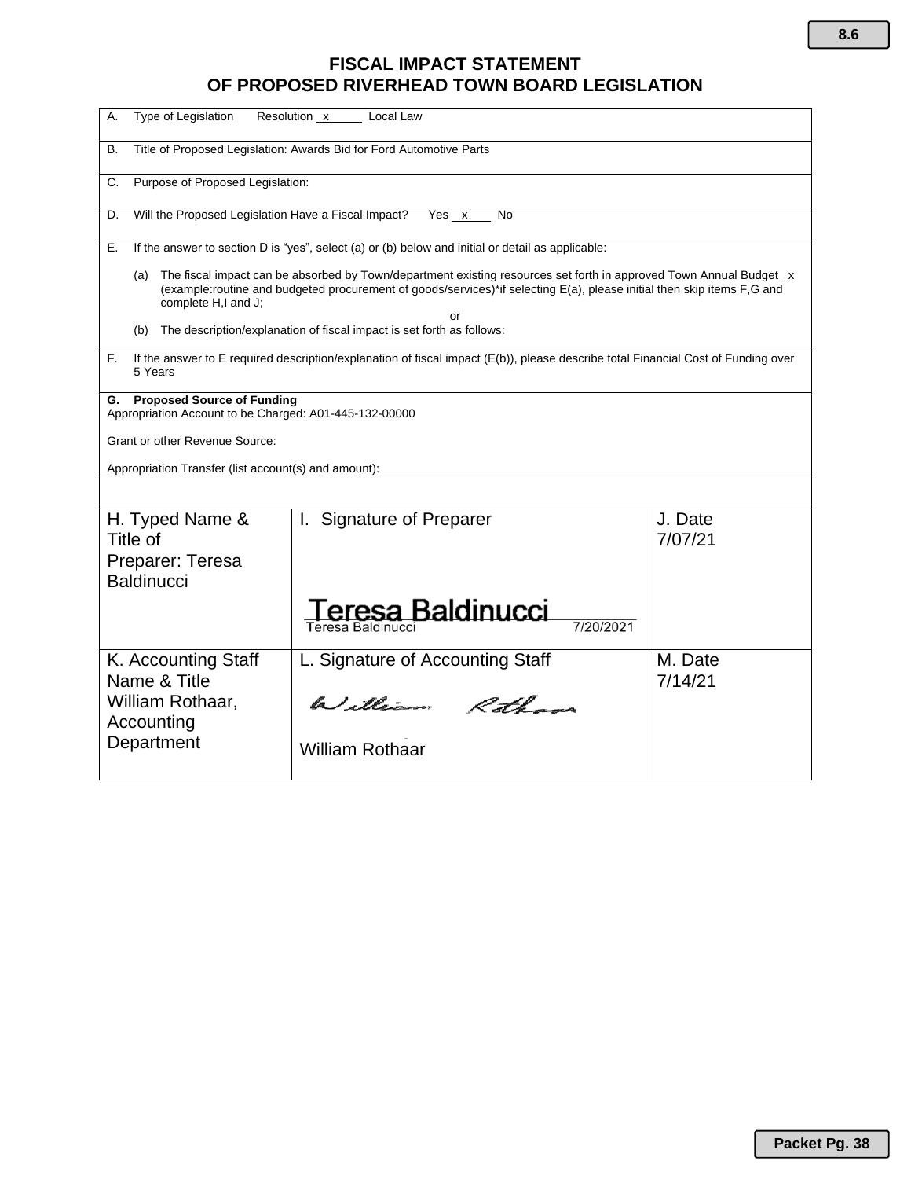# FISCAL IMPACT STATEMENT
# OF PROPOSED RIVERHEAD TOWN BOARD LEGISLATION

A. Type of Legislation Resolution \_x\_\_\_\_ Local Law

B. Title of Proposed Legislation: Awards Bid for Ford Automotive Parts

C. Purpose of Proposed Legislation:

D. Will the Proposed Legislation Have a Fiscal Impact? Yes \_x\_\_\_ No

E. If the answer to section D is "yes", select (a) or (b) below and initial or detail as applicable:

(a) The fiscal impact can be absorbed by Town/department existing resources set forth in approved Town Annual Budget \_x (example:routine and budgeted procurement of goods/services)\*if selecting E(a), please initial then skip items F,G and complete H,I and J;

or

(b) The description/explanation of fiscal impact is set forth as follows:

F. If the answer to E required description/explanation of fiscal impact (E(b)), please describe total Financial Cost of Funding over 5 Years

**G. Proposed Source of Funding**
Appropriation Account to be Charged: A01-445-132-00000

Grant or other Revenue Source:

Appropriation Transfer (list account(s) and amount):

| H. Typed Name & Title of Preparer: Teresa Baldinucci | I. Signature of Preparer | J. Date |
|---|---|---|
| | Teresa Baldinucci<br>Teresa Baldinucci 7/20/2021 | 7/07/21 |
| **K. Accounting Staff Name & Title** | **L. Signature of Accounting Staff** | **M. Date** |
| William Rothaar, Accounting Department | William Rothaar<br>William Rothaar | 7/14/21 |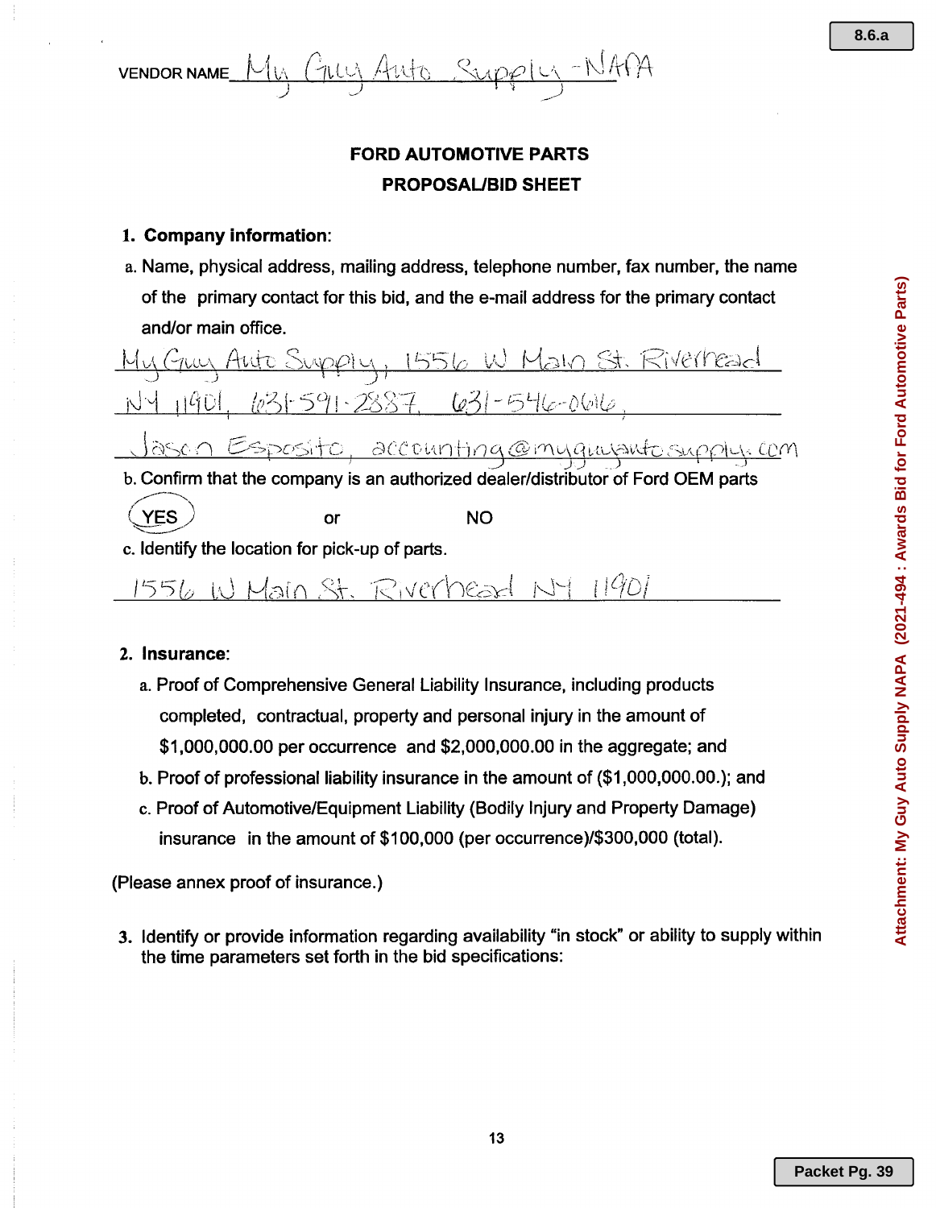VENDOR NAME My Guy Auto Supply - NAPA

**FORD AUTOMOTIVE PARTS**

**PROPOSAL/BID SHEET**

1. **Company information**:

   a. Name, physical address, mailing address, telephone number, fax number, the name of the primary contact for this bid, and the e-mail address for the primary contact and/or main office.

   My Guy Auto Supply, 1556 W Main St. Riverhead NY 11901, 631-591-2887, 631-546-0616, Jason Esposito, accounting@myguyautosupply.com

   b. Confirm that the company is an authorized dealer/distributor of Ford OEM parts

   (YES) or NO

   c. Identify the location for pick-up of parts.

   1556 W Main St. Riverhead NY 11901

2. **Insurance**:

   a. Proof of Comprehensive General Liability Insurance, including products completed, contractual, property and personal injury in the amount of $1,000,000.00 per occurrence and $2,000,000.00 in the aggregate; and

   b. Proof of professional liability insurance in the amount of ($1,000,000.00.); and

   c. Proof of Automotive/Equipment Liability (Bodily Injury and Property Damage) insurance in the amount of $100,000 (per occurrence)/$300,000 (total).

(Please annex proof of insurance.)

3. Identify or provide information regarding availability "in stock" or ability to supply within the time parameters set forth in the bid specifications: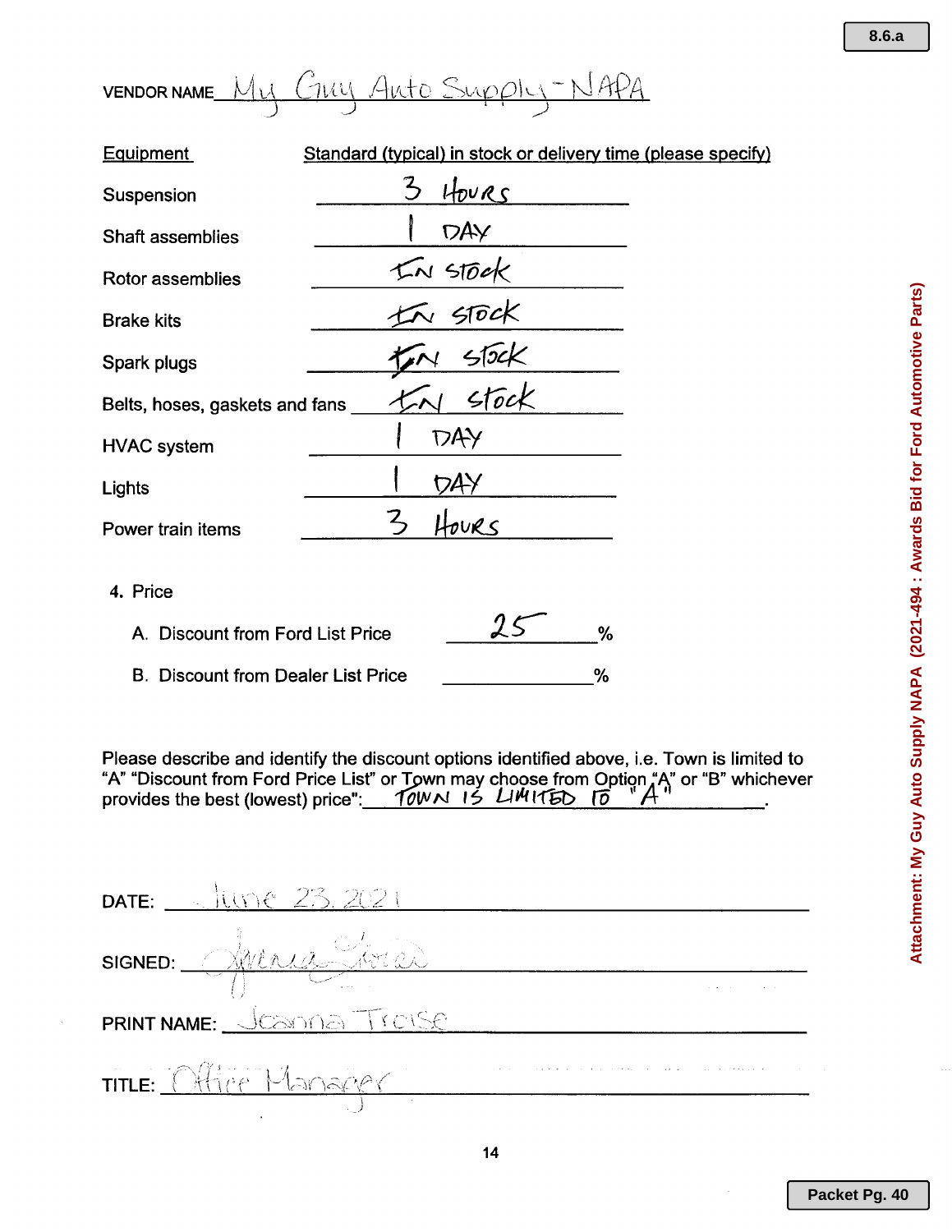VENDOR NAME My Guy Auto Supply - NAPA

| Equipment | Standard (typical) in stock or delivery time (please specify) |
|---|---|
| Suspension | 3 Hours |
| Shaft assemblies | 1 DAY |
| Rotor assemblies | IN STOCK |
| Brake kits | IN STOCK |
| Spark plugs | IN STOCK |
| Belts, hoses, gaskets and fans | IN STOCK |
| HVAC system | 1 DAY |
| Lights | 1 DAY |
| Power train items | 3 Hours |

4. Price

   A. Discount from Ford List Price 25 %

   B. Discount from Dealer List Price ______ %

Please describe and identify the discount options identified above, i.e. Town is limited to "A" "Discount from Ford Price List" or Town may choose from Option "A" or "B" whichever provides the best (lowest) price": TOWN IS LIMITED TO "A".

DATE: June 23, 2021

SIGNED: [signature]

PRINT NAME: Joanna Troise

TITLE: Office Manager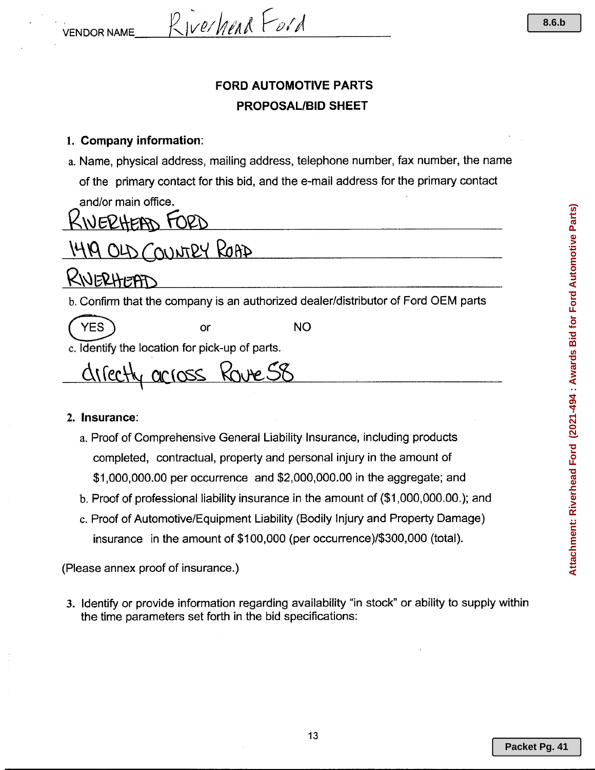VENDOR NAME Riverhead Ford

**FORD AUTOMOTIVE PARTS**

**PROPOSAL/BID SHEET**

1. **Company information**:

a. Name, physical address, mailing address, telephone number, fax number, the name of the primary contact for this bid, and the e-mail address for the primary contact and/or main office.

RIVERHEAD FORD

1419 OLD COUNTRY ROAD

RIVERHEAD

b. Confirm that the company is an authorized dealer/distributor of Ford OEM parts

(YES) or NO

c. Identify the location for pick-up of parts.

directly across Route 58

2. **Insurance**:

a. Proof of Comprehensive General Liability Insurance, including products completed, contractual, property and personal injury in the amount of $1,000,000.00 per occurrence and $2,000,000.00 in the aggregate; and

b. Proof of professional liability insurance in the amount of ($1,000,000.00.); and

c. Proof of Automotive/Equipment Liability (Bodily Injury and Property Damage) insurance in the amount of $100,000 (per occurrence)/$300,000 (total).

(Please annex proof of insurance.)

3. Identify or provide information regarding availability "in stock" or ability to supply within the time parameters set forth in the bid specifications: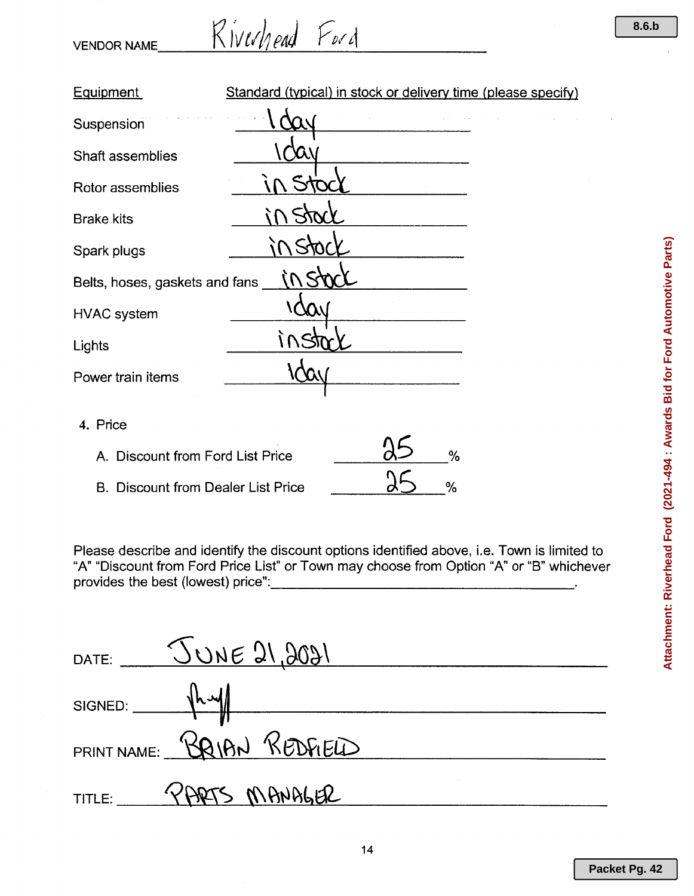VENDOR NAME Riverhead Ford

| Equipment | Standard (typical) in stock or delivery time (please specify) |
| --- | --- |
| Suspension | 1 day |
| Shaft assemblies | 1 day |
| Rotor assemblies | in stock |
| Brake kits | in stock |
| Spark plugs | in stock |
| Belts, hoses, gaskets and fans | in stock |
| HVAC system | 1 day |
| Lights | in stock |
| Power train items | 1 day |

4. Price

   A. Discount from Ford List Price 25 %

   B. Discount from Dealer List Price 25 %

Please describe and identify the discount options identified above, i.e. Town is limited to "A" "Discount from Ford Price List" or Town may choose from Option "A" or "B" whichever provides the best (lowest) price":\_\_\_\_\_\_\_\_\_\_\_\_\_\_\_\_\_\_\_\_\_\_\_\_\_\_\_\_\_\_\_\_\_\_\_\_\_\_\_\_.

DATE: JUNE 21, 2021

SIGNED: [signature]

PRINT NAME: BRIAN REDFIELD

TITLE: PARTS MANAGER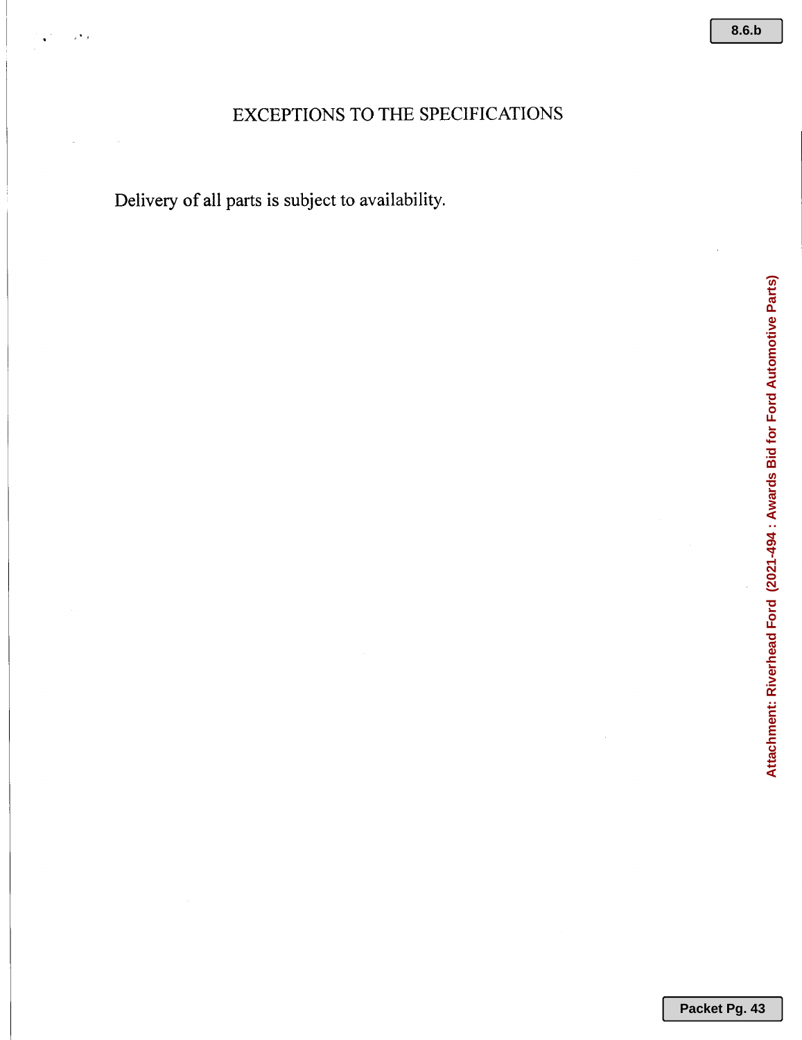# EXCEPTIONS TO THE SPECIFICATIONS

Delivery of all parts is subject to availability.